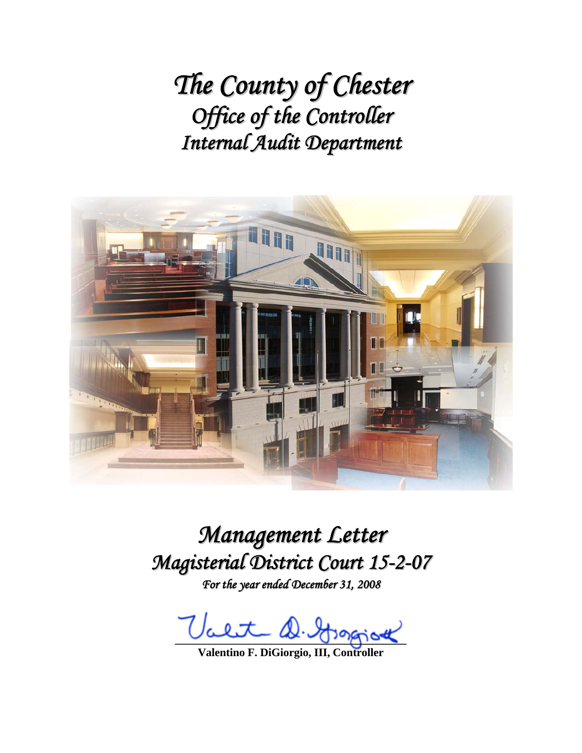# *The County of Chester*
## *Office of the Controller*
## *Internal Audit Department*

# *Management Letter*
## *Magisterial District Court 15-2-07*
*For the year ended December 31, 2008*

**Valentino F. DiGiorgio, III, Controller**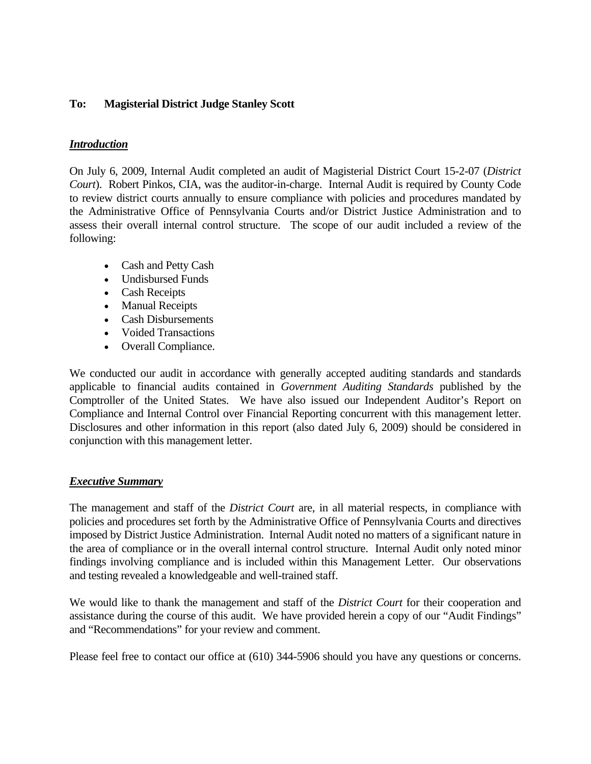**To: Magisterial District Judge Stanley Scott**

***Introduction***

On July 6, 2009, Internal Audit completed an audit of Magisterial District Court 15-2-07 (*District Court*). Robert Pinkos, CIA, was the auditor-in-charge. Internal Audit is required by County Code to review district courts annually to ensure compliance with policies and procedures mandated by the Administrative Office of Pennsylvania Courts and/or District Justice Administration and to assess their overall internal control structure. The scope of our audit included a review of the following:

- Cash and Petty Cash
- Undisbursed Funds
- Cash Receipts
- Manual Receipts
- Cash Disbursements
- Voided Transactions
- Overall Compliance.

We conducted our audit in accordance with generally accepted auditing standards and standards applicable to financial audits contained in *Government Auditing Standards* published by the Comptroller of the United States. We have also issued our Independent Auditor's Report on Compliance and Internal Control over Financial Reporting concurrent with this management letter. Disclosures and other information in this report (also dated July 6, 2009) should be considered in conjunction with this management letter.

***Executive Summary***

The management and staff of the *District Court* are, in all material respects, in compliance with policies and procedures set forth by the Administrative Office of Pennsylvania Courts and directives imposed by District Justice Administration. Internal Audit noted no matters of a significant nature in the area of compliance or in the overall internal control structure. Internal Audit only noted minor findings involving compliance and is included within this Management Letter. Our observations and testing revealed a knowledgeable and well-trained staff.

We would like to thank the management and staff of the *District Court* for their cooperation and assistance during the course of this audit. We have provided herein a copy of our "Audit Findings" and "Recommendations" for your review and comment.

Please feel free to contact our office at (610) 344-5906 should you have any questions or concerns.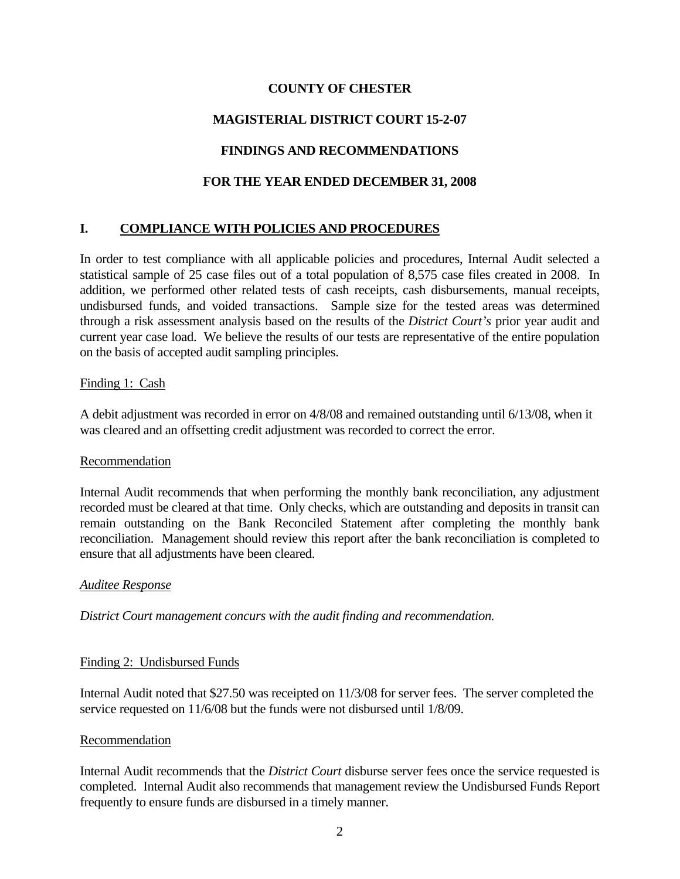**COUNTY OF CHESTER**

**MAGISTERIAL DISTRICT COURT 15-2-07**

**FINDINGS AND RECOMMENDATIONS**

**FOR THE YEAR ENDED DECEMBER 31, 2008**

## I. COMPLIANCE WITH POLICIES AND PROCEDURES

In order to test compliance with all applicable policies and procedures, Internal Audit selected a statistical sample of 25 case files out of a total population of 8,575 case files created in 2008. In addition, we performed other related tests of cash receipts, cash disbursements, manual receipts, undisbursed funds, and voided transactions. Sample size for the tested areas was determined through a risk assessment analysis based on the results of the *District Court's* prior year audit and current year case load. We believe the results of our tests are representative of the entire population on the basis of accepted audit sampling principles.

Finding 1: Cash

A debit adjustment was recorded in error on 4/8/08 and remained outstanding until 6/13/08, when it was cleared and an offsetting credit adjustment was recorded to correct the error.

Recommendation

Internal Audit recommends that when performing the monthly bank reconciliation, any adjustment recorded must be cleared at that time. Only checks, which are outstanding and deposits in transit can remain outstanding on the Bank Reconciled Statement after completing the monthly bank reconciliation. Management should review this report after the bank reconciliation is completed to ensure that all adjustments have been cleared.

*Auditee Response*

*District Court management concurs with the audit finding and recommendation.*

Finding 2: Undisbursed Funds

Internal Audit noted that $27.50 was receipted on 11/3/08 for server fees. The server completed the service requested on 11/6/08 but the funds were not disbursed until 1/8/09.

Recommendation

Internal Audit recommends that the *District Court* disburse server fees once the service requested is completed. Internal Audit also recommends that management review the Undisbursed Funds Report frequently to ensure funds are disbursed in a timely manner.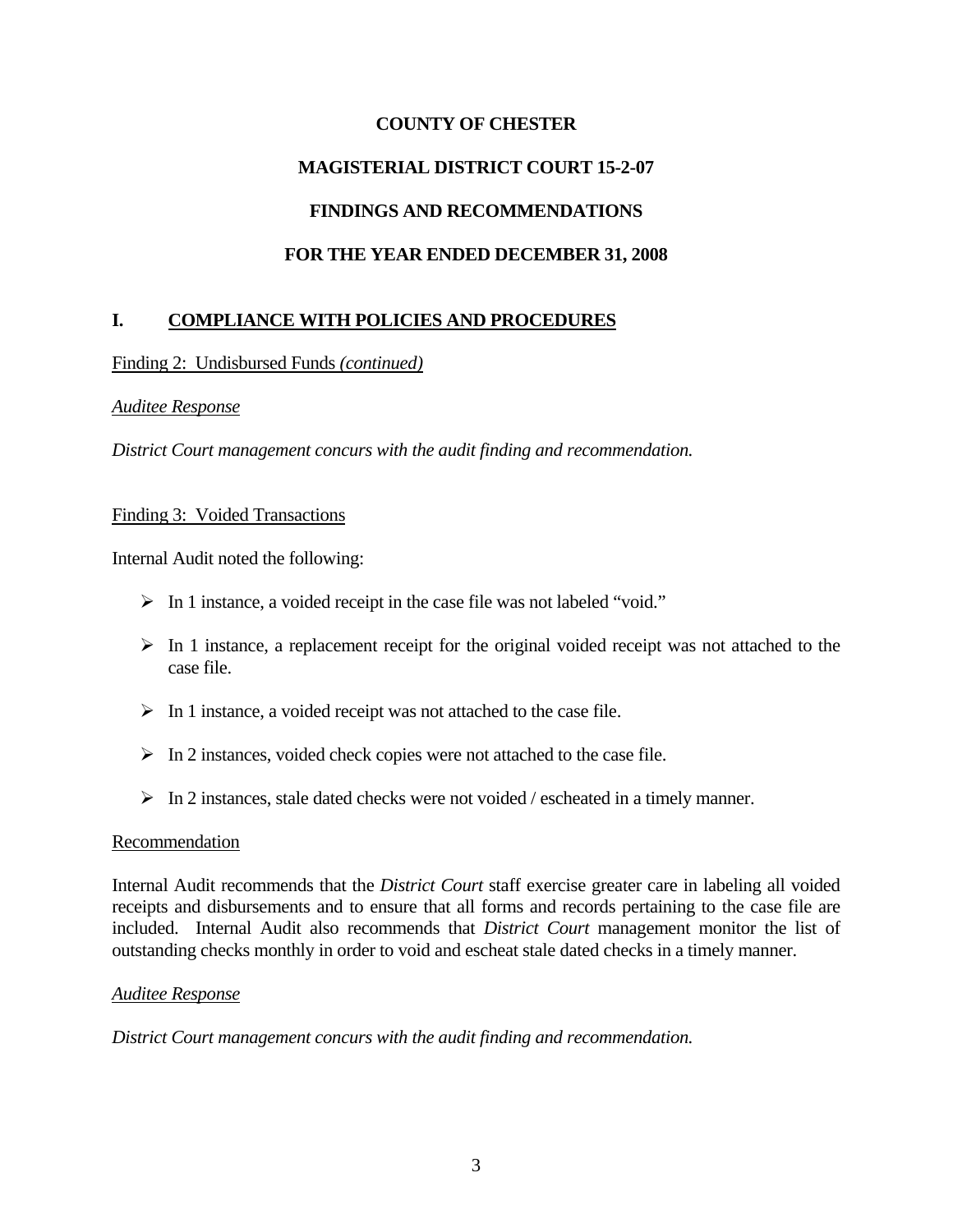**COUNTY OF CHESTER**

**MAGISTERIAL DISTRICT COURT 15-2-07**

**FINDINGS AND RECOMMENDATIONS**

**FOR THE YEAR ENDED DECEMBER 31, 2008**

## I. COMPLIANCE WITH POLICIES AND PROCEDURES

Finding 2: Undisbursed Funds *(continued)*

*Auditee Response*

*District Court management concurs with the audit finding and recommendation.*

Finding 3: Voided Transactions

Internal Audit noted the following:

- In 1 instance, a voided receipt in the case file was not labeled "void."
- In 1 instance, a replacement receipt for the original voided receipt was not attached to the case file.
- In 1 instance, a voided receipt was not attached to the case file.
- In 2 instances, voided check copies were not attached to the case file.
- In 2 instances, stale dated checks were not voided / escheated in a timely manner.

Recommendation

Internal Audit recommends that the *District Court* staff exercise greater care in labeling all voided receipts and disbursements and to ensure that all forms and records pertaining to the case file are included. Internal Audit also recommends that *District Court* management monitor the list of outstanding checks monthly in order to void and escheat stale dated checks in a timely manner.

*Auditee Response*

*District Court management concurs with the audit finding and recommendation.*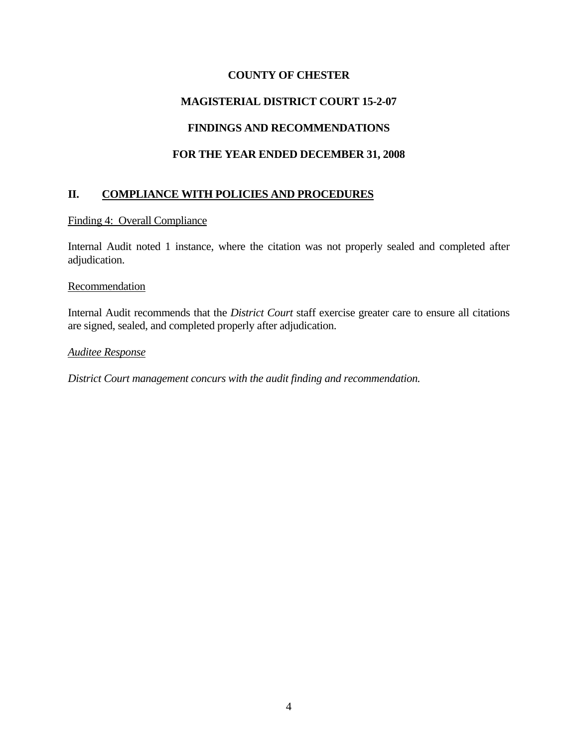**COUNTY OF CHESTER**

**MAGISTERIAL DISTRICT COURT 15-2-07**

**FINDINGS AND RECOMMENDATIONS**

**FOR THE YEAR ENDED DECEMBER 31, 2008**

## II. COMPLIANCE WITH POLICIES AND PROCEDURES

Finding 4: Overall Compliance

Internal Audit noted 1 instance, where the citation was not properly sealed and completed after adjudication.

Recommendation

Internal Audit recommends that the *District Court* staff exercise greater care to ensure all citations are signed, sealed, and completed properly after adjudication.

*Auditee Response*

*District Court management concurs with the audit finding and recommendation.*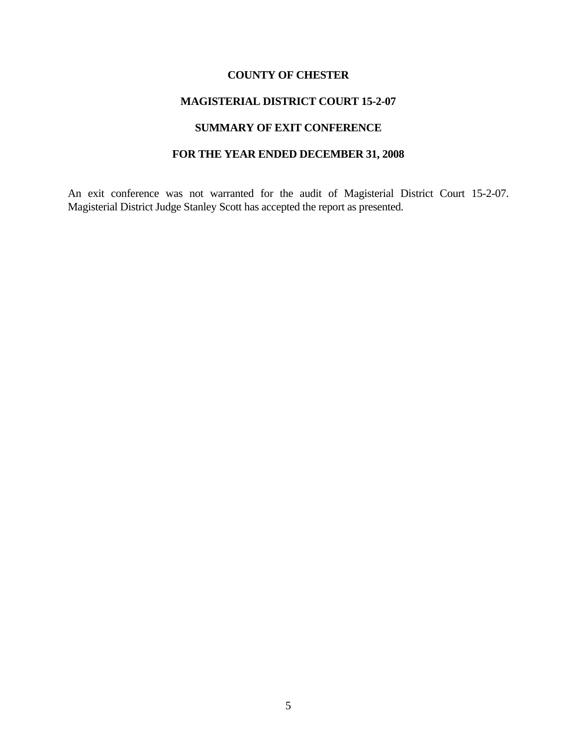**COUNTY OF CHESTER**

**MAGISTERIAL DISTRICT COURT 15-2-07**

**SUMMARY OF EXIT CONFERENCE**

**FOR THE YEAR ENDED DECEMBER 31, 2008**

An exit conference was not warranted for the audit of Magisterial District Court 15-2-07. Magisterial District Judge Stanley Scott has accepted the report as presented.